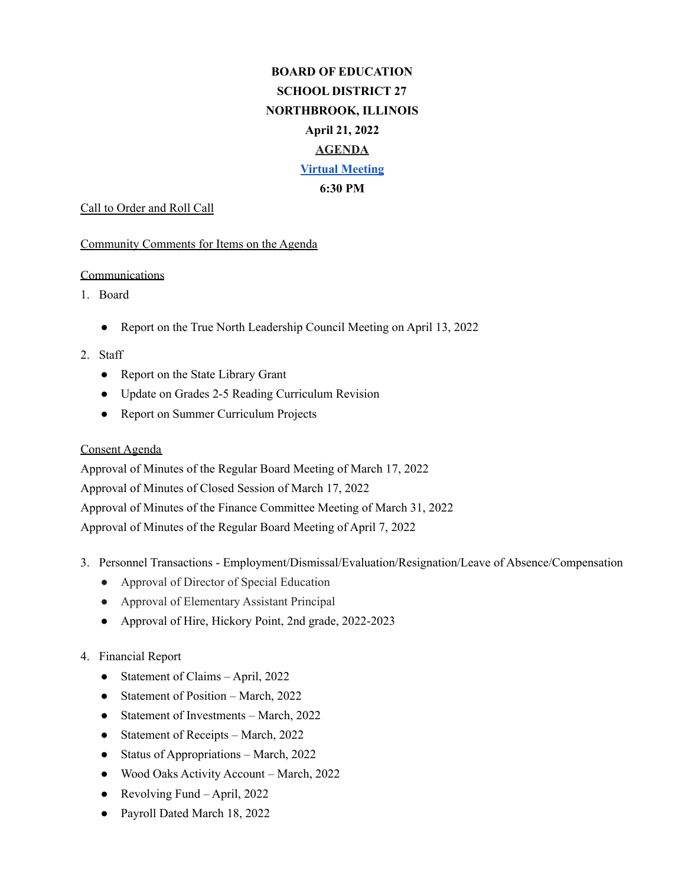**BOARD OF EDUCATION**

**SCHOOL DISTRICT 27**

**NORTHBROOK, ILLINOIS**

**April 21, 2022**

**AGENDA**

**Virtual Meeting**

**6:30 PM**

Call to Order and Roll Call

Community Comments for Items on the Agenda

Communications

1. Board
   - Report on the True North Leadership Council Meeting on April 13, 2022
2. Staff
   - Report on the State Library Grant
   - Update on Grades 2-5 Reading Curriculum Revision
   - Report on Summer Curriculum Projects

Consent Agenda

Approval of Minutes of the Regular Board Meeting of March 17, 2022

Approval of Minutes of Closed Session of March 17, 2022

Approval of Minutes of the Finance Committee Meeting of March 31, 2022

Approval of Minutes of the Regular Board Meeting of April 7, 2022

3. Personnel Transactions - Employment/Dismissal/Evaluation/Resignation/Leave of Absence/Compensation
   - Approval of Director of Special Education
   - Approval of Elementary Assistant Principal
   - Approval of Hire, Hickory Point, 2nd grade, 2022-2023
4. Financial Report
   - Statement of Claims – April, 2022
   - Statement of Position – March, 2022
   - Statement of Investments – March, 2022
   - Statement of Receipts – March, 2022
   - Status of Appropriations – March, 2022
   - Wood Oaks Activity Account – March, 2022
   - Revolving Fund – April, 2022
   - Payroll Dated March 18, 2022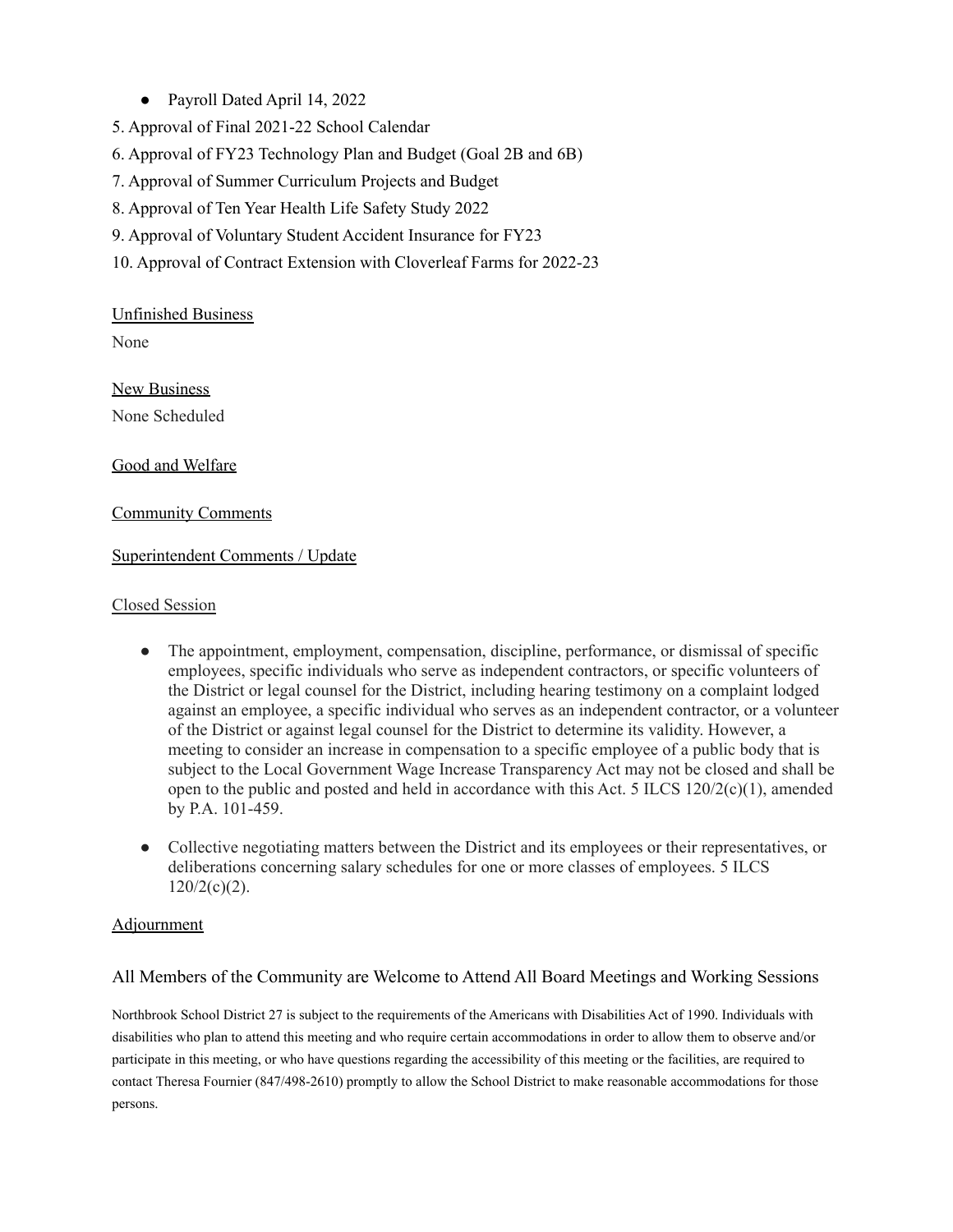- Payroll Dated April 14, 2022

5. Approval of Final 2021-22 School Calendar
6. Approval of FY23 Technology Plan and Budget (Goal 2B and 6B)
7. Approval of Summer Curriculum Projects and Budget
8. Approval of Ten Year Health Life Safety Study 2022
9. Approval of Voluntary Student Accident Insurance for FY23
10. Approval of Contract Extension with Cloverleaf Farms for 2022-23

Unfinished Business

None

New Business

None Scheduled

Good and Welfare

Community Comments

Superintendent Comments / Update

Closed Session

- The appointment, employment, compensation, discipline, performance, or dismissal of specific employees, specific individuals who serve as independent contractors, or specific volunteers of the District or legal counsel for the District, including hearing testimony on a complaint lodged against an employee, a specific individual who serves as an independent contractor, or a volunteer of the District or against legal counsel for the District to determine its validity. However, a meeting to consider an increase in compensation to a specific employee of a public body that is subject to the Local Government Wage Increase Transparency Act may not be closed and shall be open to the public and posted and held in accordance with this Act. 5 ILCS 120/2(c)(1), amended by P.A. 101-459.
- Collective negotiating matters between the District and its employees or their representatives, or deliberations concerning salary schedules for one or more classes of employees. 5 ILCS 120/2(c)(2).

Adjournment

## All Members of the Community are Welcome to Attend All Board Meetings and Working Sessions

Northbrook School District 27 is subject to the requirements of the Americans with Disabilities Act of 1990. Individuals with disabilities who plan to attend this meeting and who require certain accommodations in order to allow them to observe and/or participate in this meeting, or who have questions regarding the accessibility of this meeting or the facilities, are required to contact Theresa Fournier (847/498-2610) promptly to allow the School District to make reasonable accommodations for those persons.